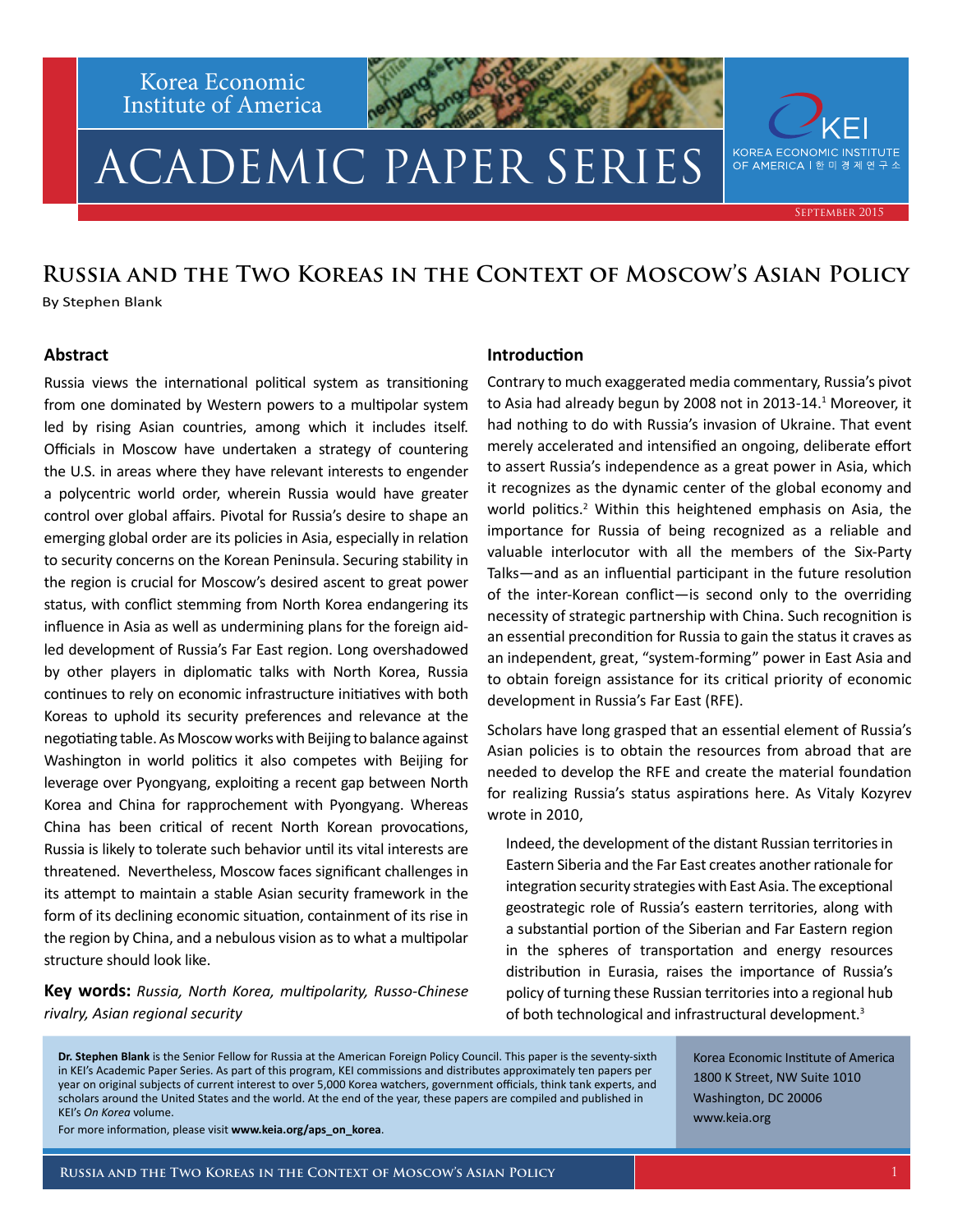Korea Economic Institute of America

# ACADEMIC PAPER SERIES

September 2015

## Russia and the Two Koreas in the Context of Moscow's Asian Policy

By Stephen Blank

### Abstract

Russia views the international political system as transitioning from one dominated by Western powers to a multipolar system led by rising Asian countries, among which it includes itself. Officials in Moscow have undertaken a strategy of countering the U.S. in areas where they have relevant interests to engender a polycentric world order, wherein Russia would have greater control over global affairs. Pivotal for Russia's desire to shape an emerging global order are its policies in Asia, especially in relation to security concerns on the Korean Peninsula. Securing stability in the region is crucial for Moscow's desired ascent to great power status, with conflict stemming from North Korea endangering its influence in Asia as well as undermining plans for the foreign aid-led development of Russia's Far East region. Long overshadowed by other players in diplomatic talks with North Korea, Russia continues to rely on economic infrastructure initiatives with both Koreas to uphold its security preferences and relevance at the negotiating table. As Moscow works with Beijing to balance against Washington in world politics it also competes with Beijing for leverage over Pyongyang, exploiting a recent gap between North Korea and China for rapprochement with Pyongyang. Whereas China has been critical of recent North Korean provocations, Russia is likely to tolerate such behavior until its vital interests are threatened. Nevertheless, Moscow faces significant challenges in its attempt to maintain a stable Asian security framework in the form of its declining economic situation, containment of its rise in the region by China, and a nebulous vision as to what a multipolar structure should look like.

**Key words:** *Russia, North Korea, multipolarity, Russo-Chinese rivalry, Asian regional security*

### Introduction

Contrary to much exaggerated media commentary, Russia's pivot to Asia had already begun by 2008 not in 2013-14.[1] Moreover, it had nothing to do with Russia's invasion of Ukraine. That event merely accelerated and intensified an ongoing, deliberate effort to assert Russia's independence as a great power in Asia, which it recognizes as the dynamic center of the global economy and world politics.[2] Within this heightened emphasis on Asia, the importance for Russia of being recognized as a reliable and valuable interlocutor with all the members of the Six-Party Talks—and as an influential participant in the future resolution of the inter-Korean conflict—is second only to the overriding necessity of strategic partnership with China. Such recognition is an essential precondition for Russia to gain the status it craves as an independent, great, "system-forming" power in East Asia and to obtain foreign assistance for its critical priority of economic development in Russia's Far East (RFE).

Scholars have long grasped that an essential element of Russia's Asian policies is to obtain the resources from abroad that are needed to develop the RFE and create the material foundation for realizing Russia's status aspirations here. As Vitaly Kozyrev wrote in 2010,

> Indeed, the development of the distant Russian territories in Eastern Siberia and the Far East creates another rationale for integration security strategies with East Asia. The exceptional geostrategic role of Russia's eastern territories, along with a substantial portion of the Siberian and Far Eastern region in the spheres of transportation and energy resources distribution in Eurasia, raises the importance of Russia's policy of turning these Russian territories into a regional hub of both technological and infrastructural development.[3]

**Dr. Stephen Blank** is the Senior Fellow for Russia at the American Foreign Policy Council. This paper is the seventy-sixth in KEI's Academic Paper Series. As part of this program, KEI commissions and distributes approximately ten papers per year on original subjects of current interest to over 5,000 Korea watchers, government officials, think tank experts, and scholars around the United States and the world. At the end of the year, these papers are compiled and published in KEI's *On Korea* volume.

For more information, please visit **www.keia.org/aps_on_korea**.

Korea Economic Institute of America
1800 K Street, NW Suite 1010
Washington, DC 20006
www.keia.org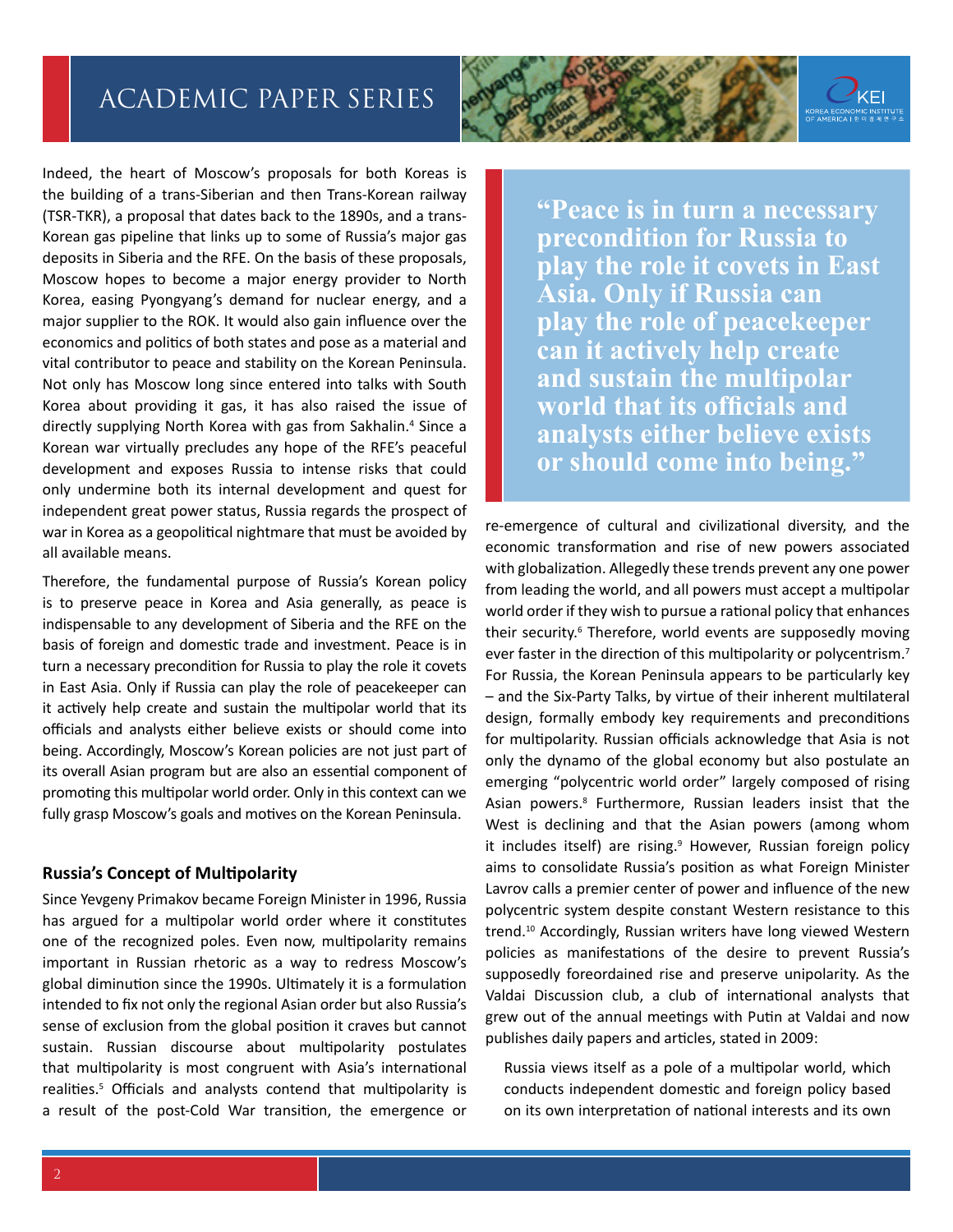Indeed, the heart of Moscow's proposals for both Koreas is the building of a trans-Siberian and then Trans-Korean railway (TSR-TKR), a proposal that dates back to the 1890s, and a trans-Korean gas pipeline that links up to some of Russia's major gas deposits in Siberia and the RFE. On the basis of these proposals, Moscow hopes to become a major energy provider to North Korea, easing Pyongyang's demand for nuclear energy, and a major supplier to the ROK. It would also gain influence over the economics and politics of both states and pose as a material and vital contributor to peace and stability on the Korean Peninsula. Not only has Moscow long since entered into talks with South Korea about providing it gas, it has also raised the issue of directly supplying North Korea with gas from Sakhalin.[4] Since a Korean war virtually precludes any hope of the RFE's peaceful development and exposes Russia to intense risks that could only undermine both its internal development and quest for independent great power status, Russia regards the prospect of war in Korea as a geopolitical nightmare that must be avoided by all available means.

Therefore, the fundamental purpose of Russia's Korean policy is to preserve peace in Korea and Asia generally, as peace is indispensable to any development of Siberia and the RFE on the basis of foreign and domestic trade and investment. Peace is in turn a necessary precondition for Russia to play the role it covets in East Asia. Only if Russia can play the role of peacekeeper can it actively help create and sustain the multipolar world that its officials and analysts either believe exists or should come into being. Accordingly, Moscow's Korean policies are not just part of its overall Asian program but are also an essential component of promoting this multipolar world order. Only in this context can we fully grasp Moscow's goals and motives on the Korean Peninsula.

**"Peace is in turn a necessary precondition for Russia to play the role it covets in East Asia. Only if Russia can play the role of peacekeeper can it actively help create and sustain the multipolar world that its officials and analysts either believe exists or should come into being."**

### Russia's Concept of Multipolarity

Since Yevgeny Primakov became Foreign Minister in 1996, Russia has argued for a multipolar world order where it constitutes one of the recognized poles. Even now, multipolarity remains important in Russian rhetoric as a way to redress Moscow's global diminution since the 1990s. Ultimately it is a formulation intended to fix not only the regional Asian order but also Russia's sense of exclusion from the global position it craves but cannot sustain. Russian discourse about multipolarity postulates that multipolarity is most congruent with Asia's international realities.[5] Officials and analysts contend that multipolarity is a result of the post-Cold War transition, the emergence or re-emergence of cultural and civilizational diversity, and the economic transformation and rise of new powers associated with globalization. Allegedly these trends prevent any one power from leading the world, and all powers must accept a multipolar world order if they wish to pursue a rational policy that enhances their security.[6] Therefore, world events are supposedly moving ever faster in the direction of this multipolarity or polycentrism.[7] For Russia, the Korean Peninsula appears to be particularly key – and the Six-Party Talks, by virtue of their inherent multilateral design, formally embody key requirements and preconditions for multipolarity. Russian officials acknowledge that Asia is not only the dynamo of the global economy but also postulate an emerging "polycentric world order" largely composed of rising Asian powers.[8] Furthermore, Russian leaders insist that the West is declining and that the Asian powers (among whom it includes itself) are rising.[9] However, Russian foreign policy aims to consolidate Russia's position as what Foreign Minister Lavrov calls a premier center of power and influence of the new polycentric system despite constant Western resistance to this trend.[10] Accordingly, Russian writers have long viewed Western policies as manifestations of the desire to prevent Russia's supposedly foreordained rise and preserve unipolarity. As the Valdai Discussion club, a club of international analysts that grew out of the annual meetings with Putin at Valdai and now publishes daily papers and articles, stated in 2009:

> Russia views itself as a pole of a multipolar world, which conducts independent domestic and foreign policy based on its own interpretation of national interests and its own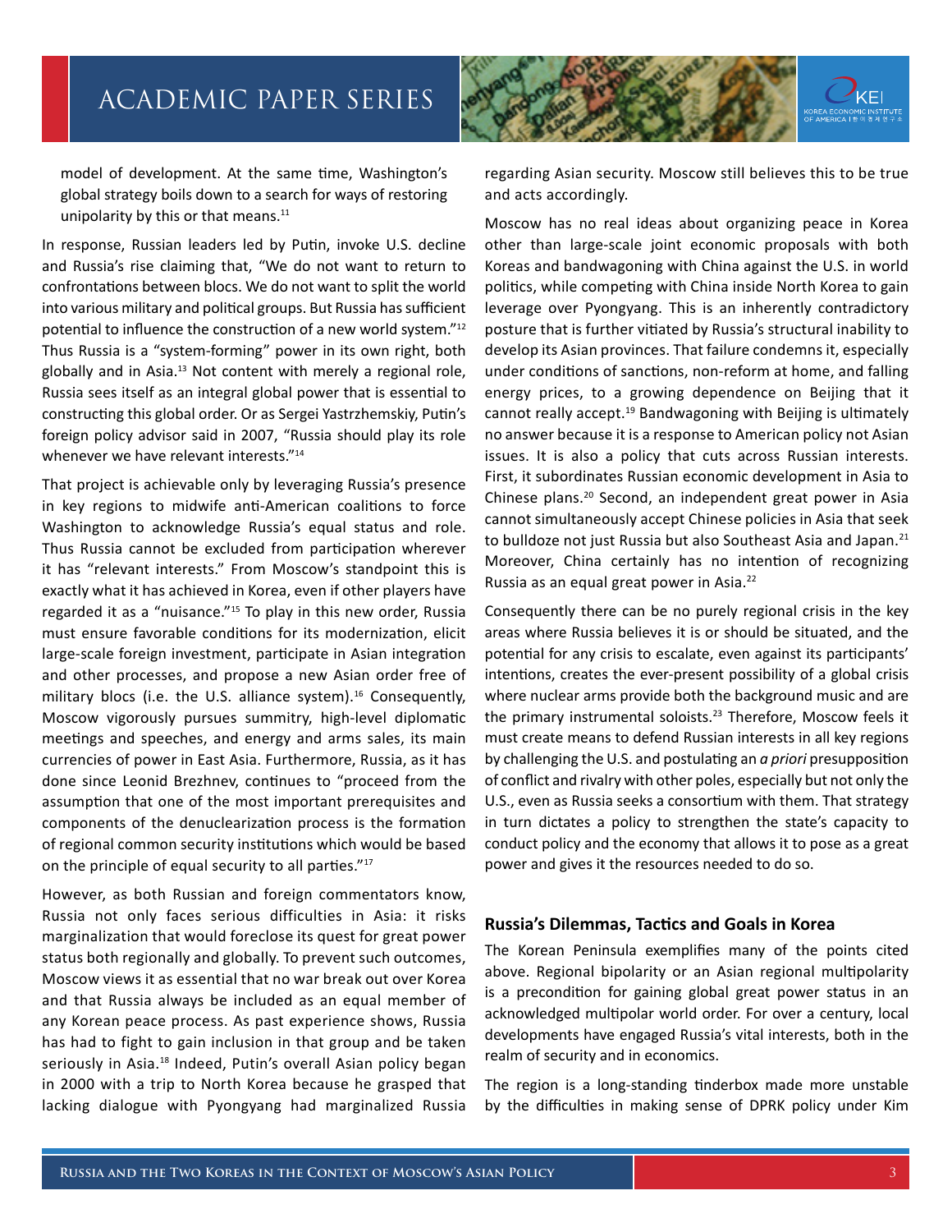model of development. At the same time, Washington's global strategy boils down to a search for ways of restoring unipolarity by this or that means.[11]

In response, Russian leaders led by Putin, invoke U.S. decline and Russia's rise claiming that, "We do not want to return to confrontations between blocs. We do not want to split the world into various military and political groups. But Russia has sufficient potential to influence the construction of a new world system."[12] Thus Russia is a "system-forming" power in its own right, both globally and in Asia.[13] Not content with merely a regional role, Russia sees itself as an integral global power that is essential to constructing this global order. Or as Sergei Yastrzhemskiy, Putin's foreign policy advisor said in 2007, "Russia should play its role whenever we have relevant interests."[14]

That project is achievable only by leveraging Russia's presence in key regions to midwife anti-American coalitions to force Washington to acknowledge Russia's equal status and role. Thus Russia cannot be excluded from participation wherever it has "relevant interests." From Moscow's standpoint this is exactly what it has achieved in Korea, even if other players have regarded it as a "nuisance."[15] To play in this new order, Russia must ensure favorable conditions for its modernization, elicit large-scale foreign investment, participate in Asian integration and other processes, and propose a new Asian order free of military blocs (i.e. the U.S. alliance system).[16] Consequently, Moscow vigorously pursues summitry, high-level diplomatic meetings and speeches, and energy and arms sales, its main currencies of power in East Asia. Furthermore, Russia, as it has done since Leonid Brezhnev, continues to "proceed from the assumption that one of the most important prerequisites and components of the denuclearization process is the formation of regional common security institutions which would be based on the principle of equal security to all parties."[17]

However, as both Russian and foreign commentators know, Russia not only faces serious difficulties in Asia: it risks marginalization that would foreclose its quest for great power status both regionally and globally. To prevent such outcomes, Moscow views it as essential that no war break out over Korea and that Russia always be included as an equal member of any Korean peace process. As past experience shows, Russia has had to fight to gain inclusion in that group and be taken seriously in Asia.[18] Indeed, Putin's overall Asian policy began in 2000 with a trip to North Korea because he grasped that lacking dialogue with Pyongyang had marginalized Russia regarding Asian security. Moscow still believes this to be true and acts accordingly.

Moscow has no real ideas about organizing peace in Korea other than large-scale joint economic proposals with both Koreas and bandwagoning with China against the U.S. in world politics, while competing with China inside North Korea to gain leverage over Pyongyang. This is an inherently contradictory posture that is further vitiated by Russia's structural inability to develop its Asian provinces. That failure condemns it, especially under conditions of sanctions, non-reform at home, and falling energy prices, to a growing dependence on Beijing that it cannot really accept.[19] Bandwagoning with Beijing is ultimately no answer because it is a response to American policy not Asian issues. It is also a policy that cuts across Russian interests. First, it subordinates Russian economic development in Asia to Chinese plans.[20] Second, an independent great power in Asia cannot simultaneously accept Chinese policies in Asia that seek to bulldoze not just Russia but also Southeast Asia and Japan.[21] Moreover, China certainly has no intention of recognizing Russia as an equal great power in Asia.[22]

Consequently there can be no purely regional crisis in the key areas where Russia believes it is or should be situated, and the potential for any crisis to escalate, even against its participants' intentions, creates the ever-present possibility of a global crisis where nuclear arms provide both the background music and are the primary instrumental soloists.[23] Therefore, Moscow feels it must create means to defend Russian interests in all key regions by challenging the U.S. and postulating an *a priori* presupposition of conflict and rivalry with other poles, especially but not only the U.S., even as Russia seeks a consortium with them. That strategy in turn dictates a policy to strengthen the state's capacity to conduct policy and the economy that allows it to pose as a great power and gives it the resources needed to do so.

## Russia's Dilemmas, Tactics and Goals in Korea

The Korean Peninsula exemplifies many of the points cited above. Regional bipolarity or an Asian regional multipolarity is a precondition for gaining global great power status in an acknowledged multipolar world order. For over a century, local developments have engaged Russia's vital interests, both in the realm of security and in economics.

The region is a long-standing tinderbox made more unstable by the difficulties in making sense of DPRK policy under Kim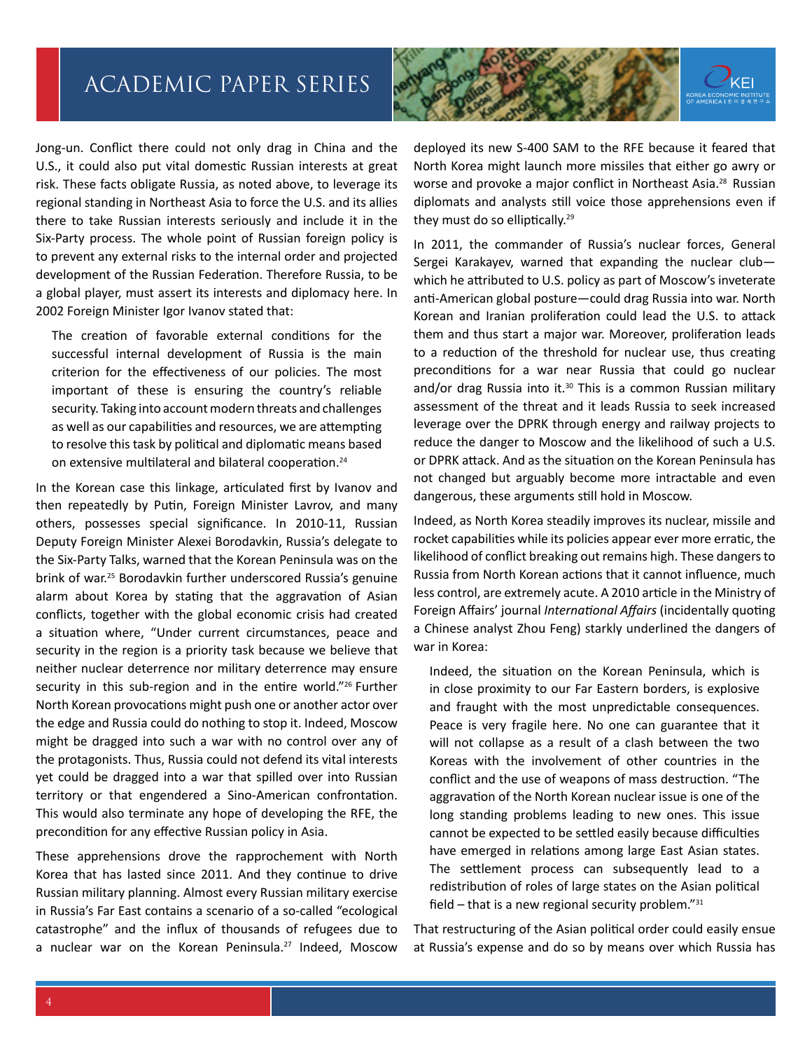Jong-un. Conflict there could not only drag in China and the U.S., it could also put vital domestic Russian interests at great risk. These facts obligate Russia, as noted above, to leverage its regional standing in Northeast Asia to force the U.S. and its allies there to take Russian interests seriously and include it in the Six-Party process. The whole point of Russian foreign policy is to prevent any external risks to the internal order and projected development of the Russian Federation. Therefore Russia, to be a global player, must assert its interests and diplomacy here. In 2002 Foreign Minister Igor Ivanov stated that:

> The creation of favorable external conditions for the successful internal development of Russia is the main criterion for the effectiveness of our policies. The most important of these is ensuring the country's reliable security. Taking into account modern threats and challenges as well as our capabilities and resources, we are attempting to resolve this task by political and diplomatic means based on extensive multilateral and bilateral cooperation.[24]

In the Korean case this linkage, articulated first by Ivanov and then repeatedly by Putin, Foreign Minister Lavrov, and many others, possesses special significance. In 2010-11, Russian Deputy Foreign Minister Alexei Borodavkin, Russia's delegate to the Six-Party Talks, warned that the Korean Peninsula was on the brink of war.[25] Borodavkin further underscored Russia's genuine alarm about Korea by stating that the aggravation of Asian conflicts, together with the global economic crisis had created a situation where, "Under current circumstances, peace and security in the region is a priority task because we believe that neither nuclear deterrence nor military deterrence may ensure security in this sub-region and in the entire world."[26] Further North Korean provocations might push one or another actor over the edge and Russia could do nothing to stop it. Indeed, Moscow might be dragged into such a war with no control over any of the protagonists. Thus, Russia could not defend its vital interests yet could be dragged into a war that spilled over into Russian territory or that engendered a Sino-American confrontation. This would also terminate any hope of developing the RFE, the precondition for any effective Russian policy in Asia.

These apprehensions drove the rapprochement with North Korea that has lasted since 2011. And they continue to drive Russian military planning. Almost every Russian military exercise in Russia's Far East contains a scenario of a so-called "ecological catastrophe" and the influx of thousands of refugees due to a nuclear war on the Korean Peninsula.[27] Indeed, Moscow deployed its new S-400 SAM to the RFE because it feared that North Korea might launch more missiles that either go awry or worse and provoke a major conflict in Northeast Asia.[28] Russian diplomats and analysts still voice those apprehensions even if they must do so elliptically.[29]

In 2011, the commander of Russia's nuclear forces, General Sergei Karakayev, warned that expanding the nuclear club—which he attributed to U.S. policy as part of Moscow's inveterate anti-American global posture—could drag Russia into war. North Korean and Iranian proliferation could lead the U.S. to attack them and thus start a major war. Moreover, proliferation leads to a reduction of the threshold for nuclear use, thus creating preconditions for a war near Russia that could go nuclear and/or drag Russia into it.[30] This is a common Russian military assessment of the threat and it leads Russia to seek increased leverage over the DPRK through energy and railway projects to reduce the danger to Moscow and the likelihood of such a U.S. or DPRK attack. And as the situation on the Korean Peninsula has not changed but arguably become more intractable and even dangerous, these arguments still hold in Moscow.

Indeed, as North Korea steadily improves its nuclear, missile and rocket capabilities while its policies appear ever more erratic, the likelihood of conflict breaking out remains high. These dangers to Russia from North Korean actions that it cannot influence, much less control, are extremely acute. A 2010 article in the Ministry of Foreign Affairs' journal *International Affairs* (incidentally quoting a Chinese analyst Zhou Feng) starkly underlined the dangers of war in Korea:

> Indeed, the situation on the Korean Peninsula, which is in close proximity to our Far Eastern borders, is explosive and fraught with the most unpredictable consequences. Peace is very fragile here. No one can guarantee that it will not collapse as a result of a clash between the two Koreas with the involvement of other countries in the conflict and the use of weapons of mass destruction. "The aggravation of the North Korean nuclear issue is one of the long standing problems leading to new ones. This issue cannot be expected to be settled easily because difficulties have emerged in relations among large East Asian states. The settlement process can subsequently lead to a redistribution of roles of large states on the Asian political field – that is a new regional security problem."[31]

That restructuring of the Asian political order could easily ensue at Russia's expense and do so by means over which Russia has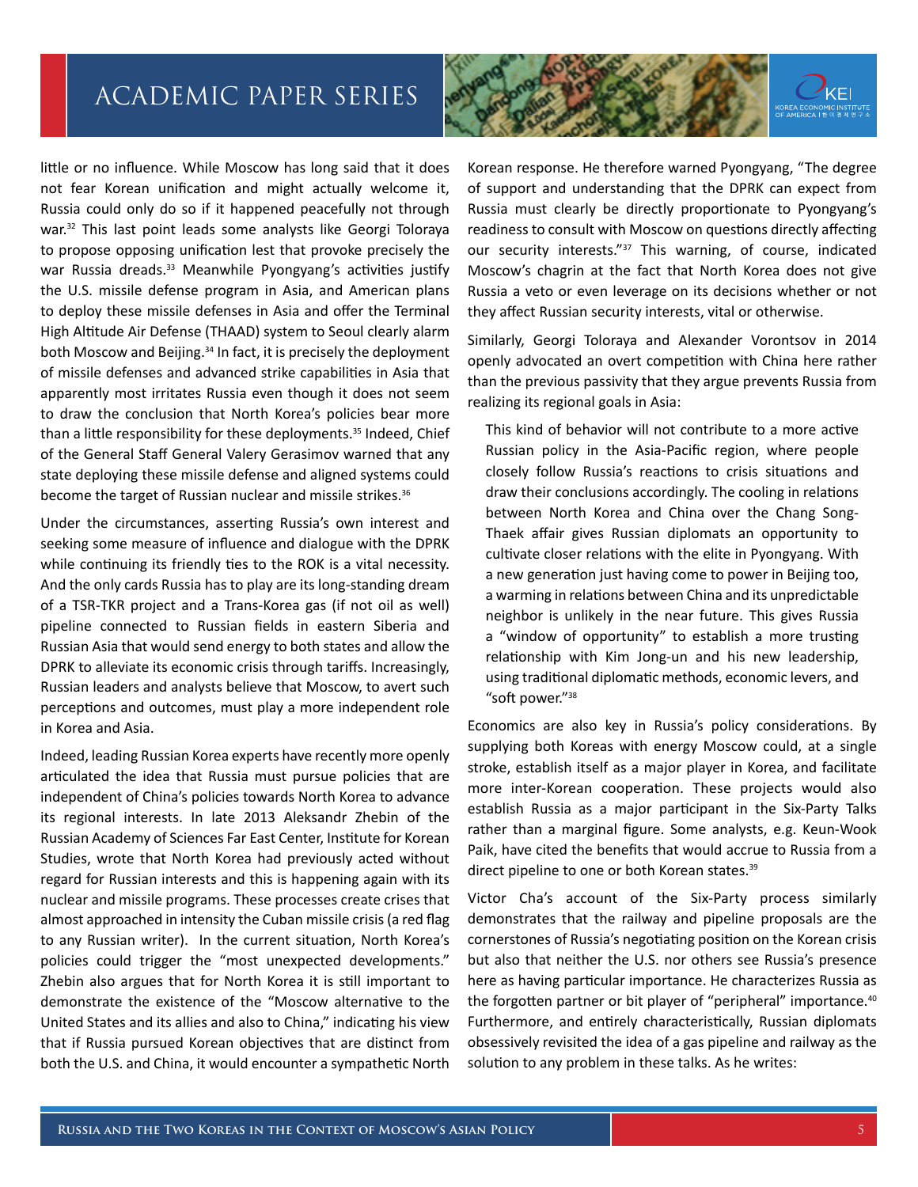little or no influence. While Moscow has long said that it does not fear Korean unification and might actually welcome it, Russia could only do so if it happened peacefully not through war.[32] This last point leads some analysts like Georgi Toloraya to propose opposing unification lest that provoke precisely the war Russia dreads.[33] Meanwhile Pyongyang's activities justify the U.S. missile defense program in Asia, and American plans to deploy these missile defenses in Asia and offer the Terminal High Altitude Air Defense (THAAD) system to Seoul clearly alarm both Moscow and Beijing.[34] In fact, it is precisely the deployment of missile defenses and advanced strike capabilities in Asia that apparently most irritates Russia even though it does not seem to draw the conclusion that North Korea's policies bear more than a little responsibility for these deployments.[35] Indeed, Chief of the General Staff General Valery Gerasimov warned that any state deploying these missile defense and aligned systems could become the target of Russian nuclear and missile strikes.[36]

Under the circumstances, asserting Russia's own interest and seeking some measure of influence and dialogue with the DPRK while continuing its friendly ties to the ROK is a vital necessity. And the only cards Russia has to play are its long-standing dream of a TSR-TKR project and a Trans-Korea gas (if not oil as well) pipeline connected to Russian fields in eastern Siberia and Russian Asia that would send energy to both states and allow the DPRK to alleviate its economic crisis through tariffs. Increasingly, Russian leaders and analysts believe that Moscow, to avert such perceptions and outcomes, must play a more independent role in Korea and Asia.

Indeed, leading Russian Korea experts have recently more openly articulated the idea that Russia must pursue policies that are independent of China's policies towards North Korea to advance its regional interests. In late 2013 Aleksandr Zhebin of the Russian Academy of Sciences Far East Center, Institute for Korean Studies, wrote that North Korea had previously acted without regard for Russian interests and this is happening again with its nuclear and missile programs. These processes create crises that almost approached in intensity the Cuban missile crisis (a red flag to any Russian writer). In the current situation, North Korea's policies could trigger the "most unexpected developments." Zhebin also argues that for North Korea it is still important to demonstrate the existence of the "Moscow alternative to the United States and its allies and also to China," indicating his view that if Russia pursued Korean objectives that are distinct from both the U.S. and China, it would encounter a sympathetic North Korean response. He therefore warned Pyongyang, "The degree of support and understanding that the DPRK can expect from Russia must clearly be directly proportionate to Pyongyang's readiness to consult with Moscow on questions directly affecting our security interests."[37] This warning, of course, indicated Moscow's chagrin at the fact that North Korea does not give Russia a veto or even leverage on its decisions whether or not they affect Russian security interests, vital or otherwise.

Similarly, Georgi Toloraya and Alexander Vorontsov in 2014 openly advocated an overt competition with China here rather than the previous passivity that they argue prevents Russia from realizing its regional goals in Asia:

> This kind of behavior will not contribute to a more active Russian policy in the Asia-Pacific region, where people closely follow Russia's reactions to crisis situations and draw their conclusions accordingly. The cooling in relations between North Korea and China over the Chang Song-Thaek affair gives Russian diplomats an opportunity to cultivate closer relations with the elite in Pyongyang. With a new generation just having come to power in Beijing too, a warming in relations between China and its unpredictable neighbor is unlikely in the near future. This gives Russia a "window of opportunity" to establish a more trusting relationship with Kim Jong-un and his new leadership, using traditional diplomatic methods, economic levers, and "soft power."[38]

Economics are also key in Russia's policy considerations. By supplying both Koreas with energy Moscow could, at a single stroke, establish itself as a major player in Korea, and facilitate more inter-Korean cooperation. These projects would also establish Russia as a major participant in the Six-Party Talks rather than a marginal figure. Some analysts, e.g. Keun-Wook Paik, have cited the benefits that would accrue to Russia from a direct pipeline to one or both Korean states.[39]

Victor Cha's account of the Six-Party process similarly demonstrates that the railway and pipeline proposals are the cornerstones of Russia's negotiating position on the Korean crisis but also that neither the U.S. nor others see Russia's presence here as having particular importance. He characterizes Russia as the forgotten partner or bit player of "peripheral" importance.[40] Furthermore, and entirely characteristically, Russian diplomats obsessively revisited the idea of a gas pipeline and railway as the solution to any problem in these talks. As he writes: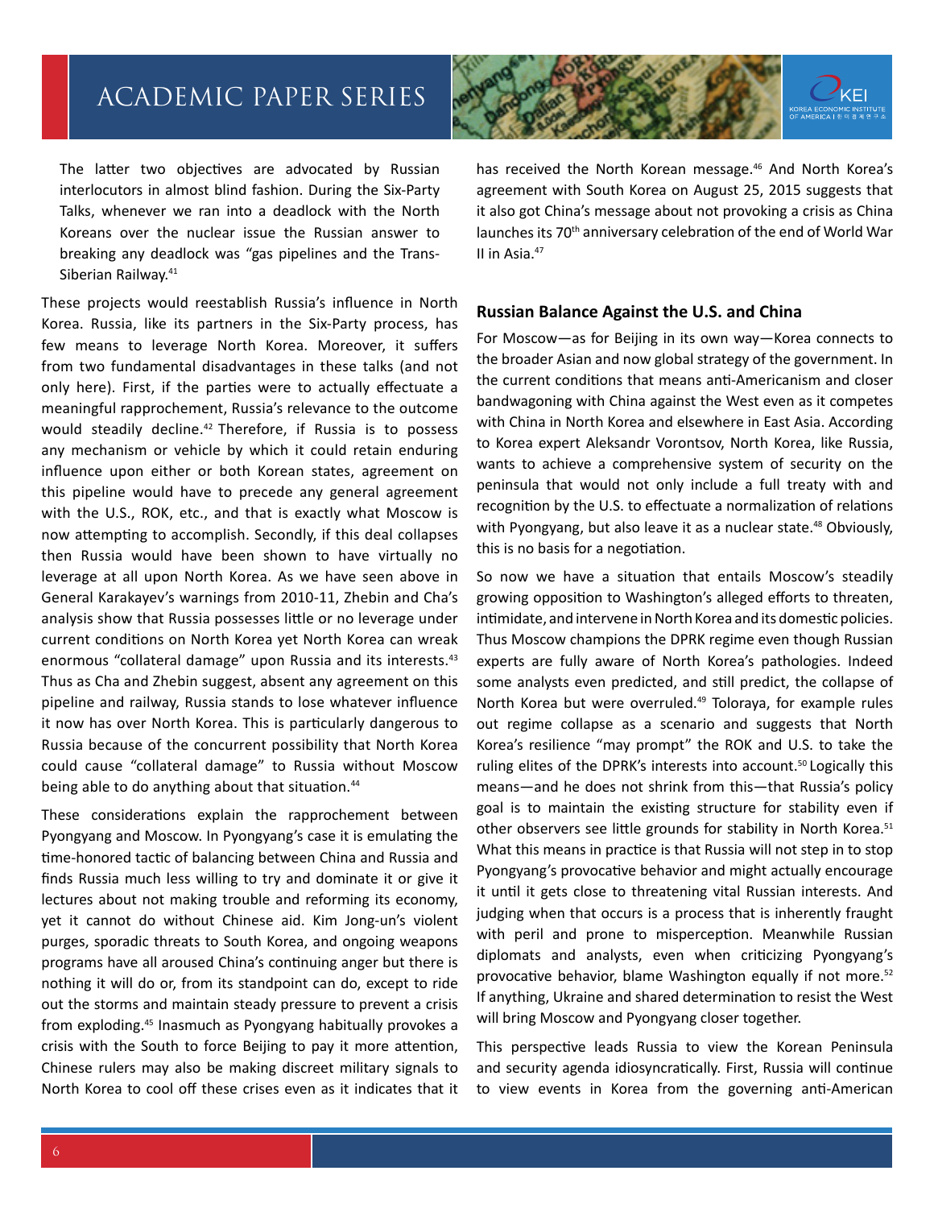The latter two objectives are advocated by Russian interlocutors in almost blind fashion. During the Six-Party Talks, whenever we ran into a deadlock with the North Koreans over the nuclear issue the Russian answer to breaking any deadlock was "gas pipelines and the Trans-Siberian Railway.[41]

These projects would reestablish Russia's influence in North Korea. Russia, like its partners in the Six-Party process, has few means to leverage North Korea. Moreover, it suffers from two fundamental disadvantages in these talks (and not only here). First, if the parties were to actually effectuate a meaningful rapprochement, Russia's relevance to the outcome would steadily decline.[42] Therefore, if Russia is to possess any mechanism or vehicle by which it could retain enduring influence upon either or both Korean states, agreement on this pipeline would have to precede any general agreement with the U.S., ROK, etc., and that is exactly what Moscow is now attempting to accomplish. Secondly, if this deal collapses then Russia would have been shown to have virtually no leverage at all upon North Korea. As we have seen above in General Karakayev's warnings from 2010-11, Zhebin and Cha's analysis show that Russia possesses little or no leverage under current conditions on North Korea yet North Korea can wreak enormous "collateral damage" upon Russia and its interests.[43] Thus as Cha and Zhebin suggest, absent any agreement on this pipeline and railway, Russia stands to lose whatever influence it now has over North Korea. This is particularly dangerous to Russia because of the concurrent possibility that North Korea could cause "collateral damage" to Russia without Moscow being able to do anything about that situation.[44]

These considerations explain the rapprochement between Pyongyang and Moscow. In Pyongyang's case it is emulating the time-honored tactic of balancing between China and Russia and finds Russia much less willing to try and dominate it or give it lectures about not making trouble and reforming its economy, yet it cannot do without Chinese aid. Kim Jong-un's violent purges, sporadic threats to South Korea, and ongoing weapons programs have all aroused China's continuing anger but there is nothing it will do or, from its standpoint can do, except to ride out the storms and maintain steady pressure to prevent a crisis from exploding.[45] Inasmuch as Pyongyang habitually provokes a crisis with the South to force Beijing to pay it more attention, Chinese rulers may also be making discreet military signals to North Korea to cool off these crises even as it indicates that it has received the North Korean message.[46] And North Korea's agreement with South Korea on August 25, 2015 suggests that it also got China's message about not provoking a crisis as China launches its 70th anniversary celebration of the end of World War II in Asia.[47]

## Russian Balance Against the U.S. and China

For Moscow—as for Beijing in its own way—Korea connects to the broader Asian and now global strategy of the government. In the current conditions that means anti-Americanism and closer bandwagoning with China against the West even as it competes with China in North Korea and elsewhere in East Asia. According to Korea expert Aleksandr Vorontsov, North Korea, like Russia, wants to achieve a comprehensive system of security on the peninsula that would not only include a full treaty with and recognition by the U.S. to effectuate a normalization of relations with Pyongyang, but also leave it as a nuclear state.[48] Obviously, this is no basis for a negotiation.

So now we have a situation that entails Moscow's steadily growing opposition to Washington's alleged efforts to threaten, intimidate, and intervene in North Korea and its domestic policies. Thus Moscow champions the DPRK regime even though Russian experts are fully aware of North Korea's pathologies. Indeed some analysts even predicted, and still predict, the collapse of North Korea but were overruled.[49] Toloraya, for example rules out regime collapse as a scenario and suggests that North Korea's resilience "may prompt" the ROK and U.S. to take the ruling elites of the DPRK's interests into account.[50] Logically this means—and he does not shrink from this—that Russia's policy goal is to maintain the existing structure for stability even if other observers see little grounds for stability in North Korea.[51] What this means in practice is that Russia will not step in to stop Pyongyang's provocative behavior and might actually encourage it until it gets close to threatening vital Russian interests. And judging when that occurs is a process that is inherently fraught with peril and prone to misperception. Meanwhile Russian diplomats and analysts, even when criticizing Pyongyang's provocative behavior, blame Washington equally if not more.[52] If anything, Ukraine and shared determination to resist the West will bring Moscow and Pyongyang closer together.

This perspective leads Russia to view the Korean Peninsula and security agenda idiosyncratically. First, Russia will continue to view events in Korea from the governing anti-American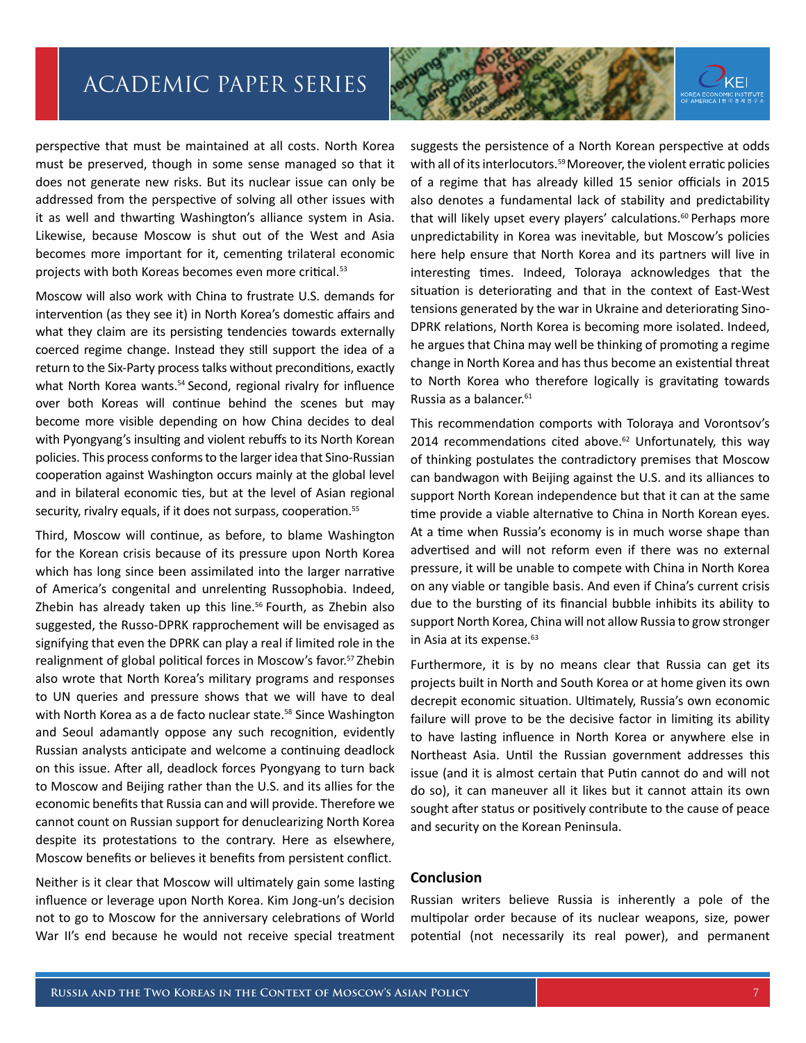perspective that must be maintained at all costs. North Korea must be preserved, though in some sense managed so that it does not generate new risks. But its nuclear issue can only be addressed from the perspective of solving all other issues with it as well and thwarting Washington's alliance system in Asia. Likewise, because Moscow is shut out of the West and Asia becomes more important for it, cementing trilateral economic projects with both Koreas becomes even more critical.[53]

Moscow will also work with China to frustrate U.S. demands for intervention (as they see it) in North Korea's domestic affairs and what they claim are its persisting tendencies towards externally coerced regime change. Instead they still support the idea of a return to the Six-Party process talks without preconditions, exactly what North Korea wants.[54] Second, regional rivalry for influence over both Koreas will continue behind the scenes but may become more visible depending on how China decides to deal with Pyongyang's insulting and violent rebuffs to its North Korean policies. This process conforms to the larger idea that Sino-Russian cooperation against Washington occurs mainly at the global level and in bilateral economic ties, but at the level of Asian regional security, rivalry equals, if it does not surpass, cooperation.[55]

Third, Moscow will continue, as before, to blame Washington for the Korean crisis because of its pressure upon North Korea which has long since been assimilated into the larger narrative of America's congenital and unrelenting Russophobia. Indeed, Zhebin has already taken up this line.[56] Fourth, as Zhebin also suggested, the Russo-DPRK rapprochement will be envisaged as signifying that even the DPRK can play a real if limited role in the realignment of global political forces in Moscow's favor.[57] Zhebin also wrote that North Korea's military programs and responses to UN queries and pressure shows that we will have to deal with North Korea as a de facto nuclear state.[58] Since Washington and Seoul adamantly oppose any such recognition, evidently Russian analysts anticipate and welcome a continuing deadlock on this issue. After all, deadlock forces Pyongyang to turn back to Moscow and Beijing rather than the U.S. and its allies for the economic benefits that Russia can and will provide. Therefore we cannot count on Russian support for denuclearizing North Korea despite its protestations to the contrary. Here as elsewhere, Moscow benefits or believes it benefits from persistent conflict.

Neither is it clear that Moscow will ultimately gain some lasting influence or leverage upon North Korea. Kim Jong-un's decision not to go to Moscow for the anniversary celebrations of World War II's end because he would not receive special treatment suggests the persistence of a North Korean perspective at odds with all of its interlocutors.[59] Moreover, the violent erratic policies of a regime that has already killed 15 senior officials in 2015 also denotes a fundamental lack of stability and predictability that will likely upset every players' calculations.[60] Perhaps more unpredictability in Korea was inevitable, but Moscow's policies here help ensure that North Korea and its partners will live in interesting times. Indeed, Toloraya acknowledges that the situation is deteriorating and that in the context of East-West tensions generated by the war in Ukraine and deteriorating Sino-DPRK relations, North Korea is becoming more isolated. Indeed, he argues that China may well be thinking of promoting a regime change in North Korea and has thus become an existential threat to North Korea who therefore logically is gravitating towards Russia as a balancer.[61]

This recommendation comports with Toloraya and Vorontsov's 2014 recommendations cited above.[62] Unfortunately, this way of thinking postulates the contradictory premises that Moscow can bandwagon with Beijing against the U.S. and its alliances to support North Korean independence but that it can at the same time provide a viable alternative to China in North Korean eyes. At a time when Russia's economy is in much worse shape than advertised and will not reform even if there was no external pressure, it will be unable to compete with China in North Korea on any viable or tangible basis. And even if China's current crisis due to the bursting of its financial bubble inhibits its ability to support North Korea, China will not allow Russia to grow stronger in Asia at its expense.[63]

Furthermore, it is by no means clear that Russia can get its projects built in North and South Korea or at home given its own decrepit economic situation. Ultimately, Russia's own economic failure will prove to be the decisive factor in limiting its ability to have lasting influence in North Korea or anywhere else in Northeast Asia. Until the Russian government addresses this issue (and it is almost certain that Putin cannot do and will not do so), it can maneuver all it likes but it cannot attain its own sought after status or positively contribute to the cause of peace and security on the Korean Peninsula.

## Conclusion

Russian writers believe Russia is inherently a pole of the multipolar order because of its nuclear weapons, size, power potential (not necessarily its real power), and permanent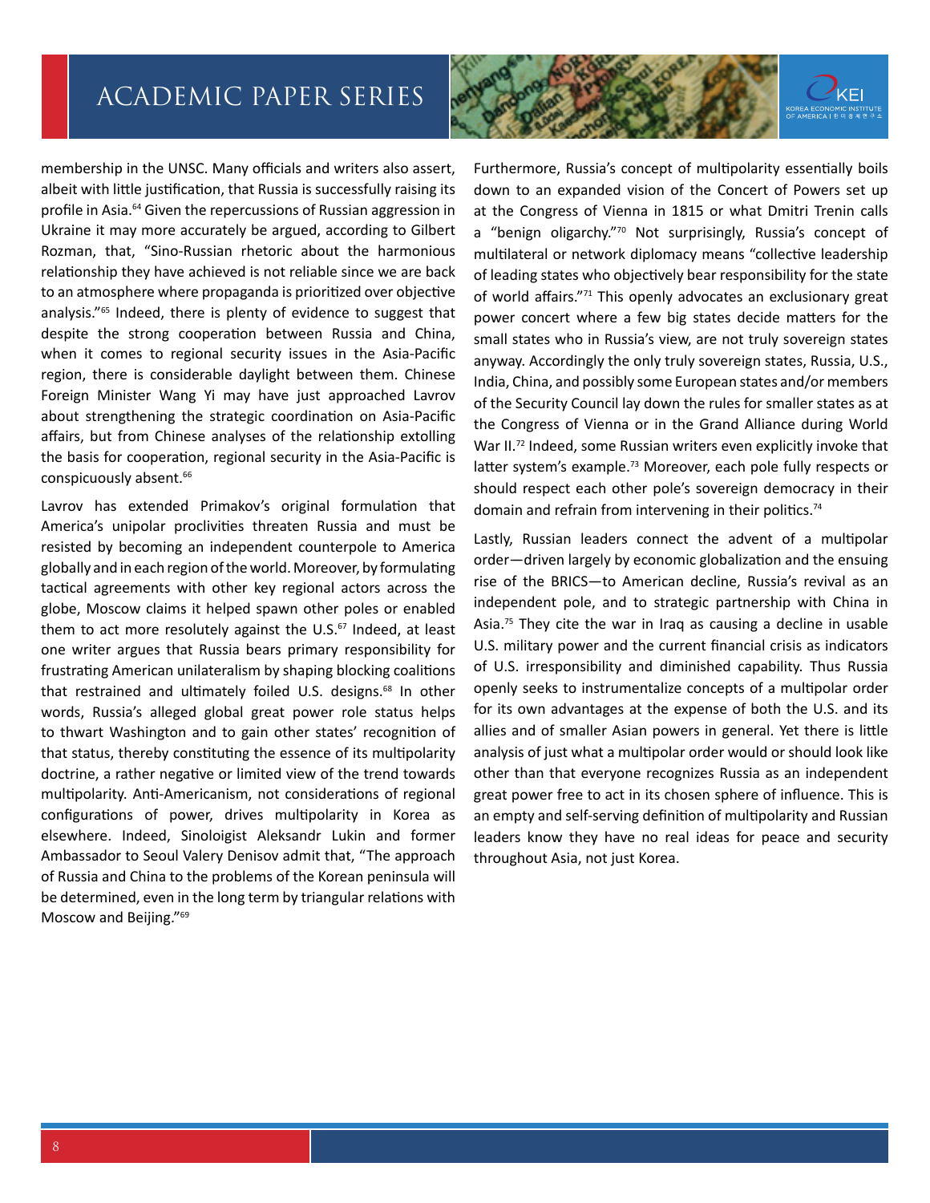membership in the UNSC. Many officials and writers also assert, albeit with little justification, that Russia is successfully raising its profile in Asia.[64] Given the repercussions of Russian aggression in Ukraine it may more accurately be argued, according to Gilbert Rozman, that, "Sino-Russian rhetoric about the harmonious relationship they have achieved is not reliable since we are back to an atmosphere where propaganda is prioritized over objective analysis."[65] Indeed, there is plenty of evidence to suggest that despite the strong cooperation between Russia and China, when it comes to regional security issues in the Asia-Pacific region, there is considerable daylight between them. Chinese Foreign Minister Wang Yi may have just approached Lavrov about strengthening the strategic coordination on Asia-Pacific affairs, but from Chinese analyses of the relationship extolling the basis for cooperation, regional security in the Asia-Pacific is conspicuously absent.[66]

Lavrov has extended Primakov's original formulation that America's unipolar proclivities threaten Russia and must be resisted by becoming an independent counterpole to America globally and in each region of the world. Moreover, by formulating tactical agreements with other key regional actors across the globe, Moscow claims it helped spawn other poles or enabled them to act more resolutely against the U.S.[67] Indeed, at least one writer argues that Russia bears primary responsibility for frustrating American unilateralism by shaping blocking coalitions that restrained and ultimately foiled U.S. designs.[68] In other words, Russia's alleged global great power role status helps to thwart Washington and to gain other states' recognition of that status, thereby constituting the essence of its multipolarity doctrine, a rather negative or limited view of the trend towards multipolarity. Anti-Americanism, not considerations of regional configurations of power, drives multipolarity in Korea as elsewhere. Indeed, Sinoloigist Aleksandr Lukin and former Ambassador to Seoul Valery Denisov admit that, "The approach of Russia and China to the problems of the Korean peninsula will be determined, even in the long term by triangular relations with Moscow and Beijing."[69]

Furthermore, Russia's concept of multipolarity essentially boils down to an expanded vision of the Concert of Powers set up at the Congress of Vienna in 1815 or what Dmitri Trenin calls a "benign oligarchy."[70] Not surprisingly, Russia's concept of multilateral or network diplomacy means "collective leadership of leading states who objectively bear responsibility for the state of world affairs."[71] This openly advocates an exclusionary great power concert where a few big states decide matters for the small states who in Russia's view, are not truly sovereign states anyway. Accordingly the only truly sovereign states, Russia, U.S., India, China, and possibly some European states and/or members of the Security Council lay down the rules for smaller states as at the Congress of Vienna or in the Grand Alliance during World War II.[72] Indeed, some Russian writers even explicitly invoke that latter system's example.[73] Moreover, each pole fully respects or should respect each other pole's sovereign democracy in their domain and refrain from intervening in their politics.[74]

Lastly, Russian leaders connect the advent of a multipolar order—driven largely by economic globalization and the ensuing rise of the BRICS—to American decline, Russia's revival as an independent pole, and to strategic partnership with China in Asia.[75] They cite the war in Iraq as causing a decline in usable U.S. military power and the current financial crisis as indicators of U.S. irresponsibility and diminished capability. Thus Russia openly seeks to instrumentalize concepts of a multipolar order for its own advantages at the expense of both the U.S. and its allies and of smaller Asian powers in general. Yet there is little analysis of just what a multipolar order would or should look like other than that everyone recognizes Russia as an independent great power free to act in its chosen sphere of influence. This is an empty and self-serving definition of multipolarity and Russian leaders know they have no real ideas for peace and security throughout Asia, not just Korea.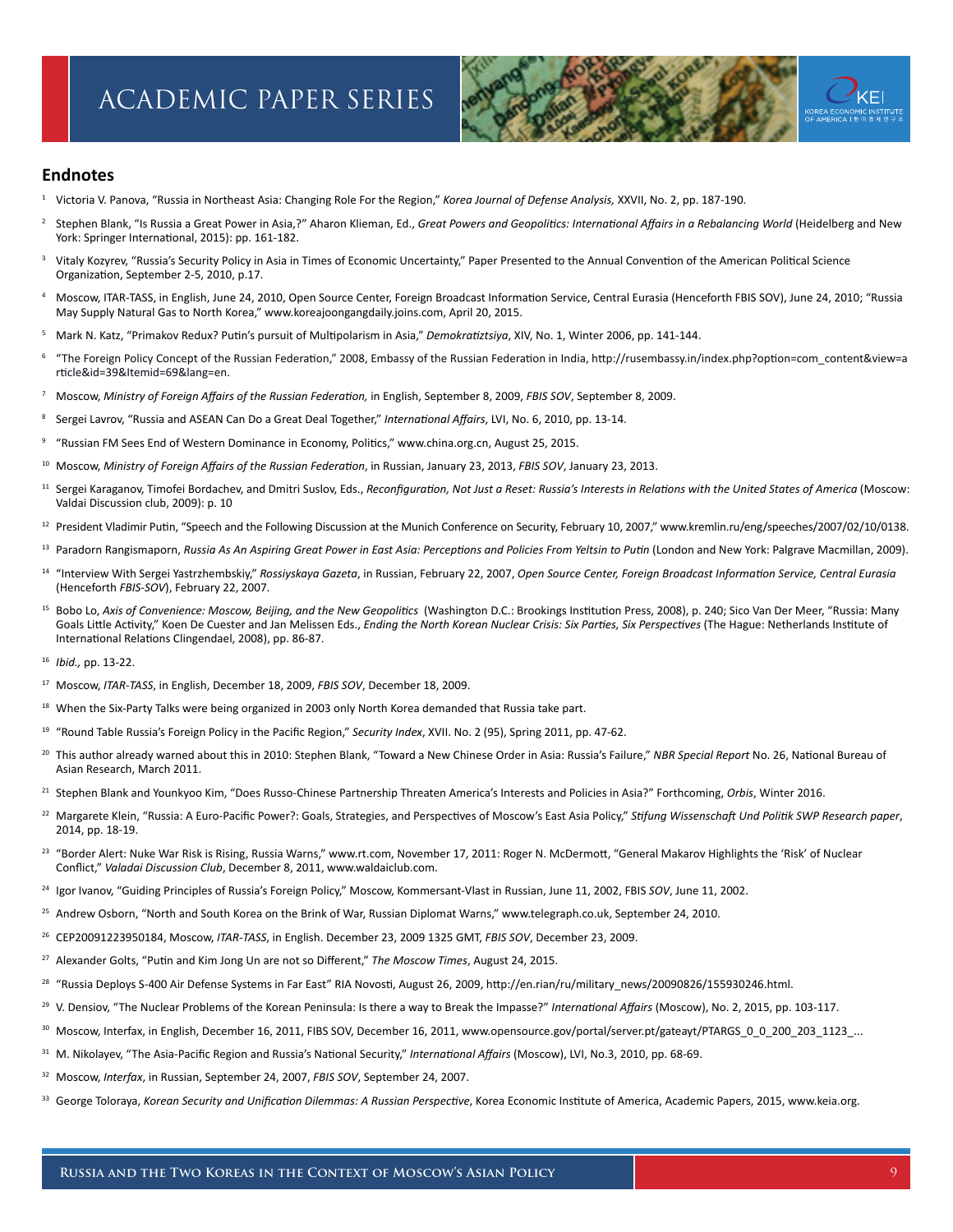## Endnotes

1. Victoria V. Panova, "Russia in Northeast Asia: Changing Role For the Region," *Korea Journal of Defense Analysis,* XXVII, No. 2, pp. 187-190.
2. Stephen Blank, "Is Russia a Great Power in Asia,?" Aharon Klieman, Ed., *Great Powers and Geopolitics: International Affairs in a Rebalancing World* (Heidelberg and New York: Springer International, 2015): pp. 161-182.
3. Vitaly Kozyrev, "Russia's Security Policy in Asia in Times of Economic Uncertainty," Paper Presented to the Annual Convention of the American Political Science Organization, September 2-5, 2010, p.17.
4. Moscow, ITAR-TASS, in English, June 24, 2010, Open Source Center, Foreign Broadcast Information Service, Central Eurasia (Henceforth FBIS SOV), June 24, 2010; "Russia May Supply Natural Gas to North Korea," www.koreajoongangdaily.joins.com, April 20, 2015.
5. Mark N. Katz, "Primakov Redux? Putin's pursuit of Multipolarism in Asia," *Demokratiztsiya*, XIV, No. 1, Winter 2006, pp. 141-144.
6. "The Foreign Policy Concept of the Russian Federation," 2008, Embassy of the Russian Federation in India, http://rusembassy.in/index.php?option=com_content&view=article&id=39&Itemid=69&lang=en.
7. Moscow, *Ministry of Foreign Affairs of the Russian Federation,* in English, September 8, 2009, *FBIS SOV*, September 8, 2009.
8. Sergei Lavrov, "Russia and ASEAN Can Do a Great Deal Together," *International Affairs*, LVI, No. 6, 2010, pp. 13-14.
9. "Russian FM Sees End of Western Dominance in Economy, Politics," www.china.org.cn, August 25, 2015.
10. Moscow, *Ministry of Foreign Affairs of the Russian Federation*, in Russian, January 23, 2013, *FBIS SOV*, January 23, 2013.
11. Sergei Karaganov, Timofei Bordachev, and Dmitri Suslov, Eds., *Reconfiguration, Not Just a Reset: Russia's Interests in Relations with the United States of America* (Moscow: Valdai Discussion club, 2009): p. 10
12. President Vladimir Putin, "Speech and the Following Discussion at the Munich Conference on Security, February 10, 2007," www.kremlin.ru/eng/speeches/2007/02/10/0138.
13. Paradorn Rangismaporn, *Russia As An Aspiring Great Power in East Asia: Perceptions and Policies From Yeltsin to Putin* (London and New York: Palgrave Macmillan, 2009).
14. "Interview With Sergei Yastrzhembskiy," *Rossiyskaya Gazeta*, in Russian, February 22, 2007, *Open Source Center, Foreign Broadcast Information Service, Central Eurasia* (Henceforth *FBIS-SOV*), February 22, 2007.
15. Bobo Lo, *Axis of Convenience: Moscow, Beijing, and the New Geopolitics* (Washington D.C.: Brookings Institution Press, 2008), p. 240; Sico Van Der Meer, "Russia: Many Goals Little Activity," Koen De Cuester and Jan Melissen Eds., *Ending the North Korean Nuclear Crisis: Six Parties, Six Perspectives* (The Hague: Netherlands Institute of International Relations Clingendael, 2008), pp. 86-87.
16. *Ibid.,* pp. 13-22.
17. Moscow, *ITAR-TASS*, in English, December 18, 2009, *FBIS SOV*, December 18, 2009.
18. When the Six-Party Talks were being organized in 2003 only North Korea demanded that Russia take part.
19. "Round Table Russia's Foreign Policy in the Pacific Region," *Security Index*, XVII. No. 2 (95), Spring 2011, pp. 47-62.
20. This author already warned about this in 2010: Stephen Blank, "Toward a New Chinese Order in Asia: Russia's Failure," *NBR Special Report* No. 26, National Bureau of Asian Research, March 2011.
21. Stephen Blank and Younkyoo Kim, "Does Russo-Chinese Partnership Threaten America's Interests and Policies in Asia?" Forthcoming, *Orbis*, Winter 2016.
22. Margarete Klein, "Russia: A Euro-Pacific Power?: Goals, Strategies, and Perspectives of Moscow's East Asia Policy," *Stifung Wissenschaft Und Politik SWP Research paper*, 2014, pp. 18-19.
23. "Border Alert: Nuke War Risk is Rising, Russia Warns," www.rt.com, November 17, 2011: Roger N. McDermott, "General Makarov Highlights the 'Risk' of Nuclear Conflict," *Valadai Discussion Club*, December 8, 2011, www.waldaiclub.com.
24. Igor Ivanov, "Guiding Principles of Russia's Foreign Policy," Moscow, Kommersant-Vlast in Russian, June 11, 2002, FBIS *SOV*, June 11, 2002.
25. Andrew Osborn, "North and South Korea on the Brink of War, Russian Diplomat Warns," www.telegraph.co.uk, September 24, 2010.
26. CEP20091223950184, Moscow, *ITAR-TASS*, in English. December 23, 2009 1325 GMT, *FBIS SOV*, December 23, 2009.
27. Alexander Golts, "Putin and Kim Jong Un are not so Different," *The Moscow Times*, August 24, 2015.
28. "Russia Deploys S-400 Air Defense Systems in Far East" RIA Novosti, August 26, 2009, http://en.rian/ru/military_news/20090826/155930246.html.
29. V. Densiov, "The Nuclear Problems of the Korean Peninsula: Is there a way to Break the Impasse?" *International Affairs* (Moscow), No. 2, 2015, pp. 103-117.
30. Moscow, Interfax, in English, December 16, 2011, FIBS SOV, December 16, 2011, www.opensource.gov/portal/server.pt/gateayt/PTARGS_0_0_200_203_1123_...
31. M. Nikolayev, "The Asia-Pacific Region and Russia's National Security," *International Affairs* (Moscow), LVI, No.3, 2010, pp. 68-69.
32. Moscow, *Interfax*, in Russian, September 24, 2007, *FBIS SOV*, September 24, 2007.
33. George Toloraya, *Korean Security and Unification Dilemmas: A Russian Perspective*, Korea Economic Institute of America, Academic Papers, 2015, www.keia.org.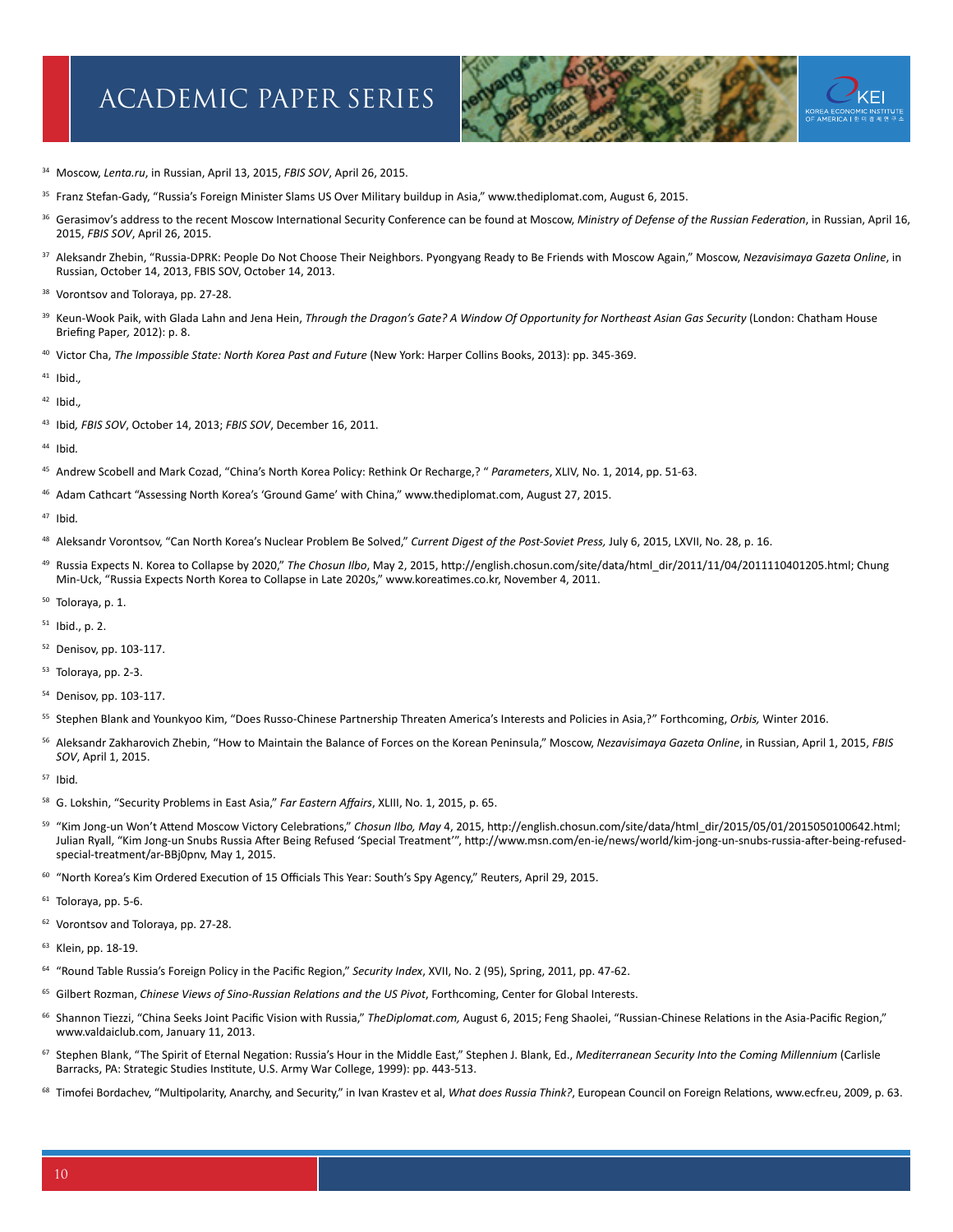[34] Moscow, *Lenta.ru*, in Russian, April 13, 2015, *FBIS SOV*, April 26, 2015.

[35] Franz Stefan-Gady, "Russia's Foreign Minister Slams US Over Military buildup in Asia," www.thediplomat.com, August 6, 2015.

[36] Gerasimov's address to the recent Moscow International Security Conference can be found at Moscow, *Ministry of Defense of the Russian Federation*, in Russian, April 16, 2015, *FBIS SOV*, April 26, 2015.

[37] Aleksandr Zhebin, "Russia-DPRK: People Do Not Choose Their Neighbors. Pyongyang Ready to Be Friends with Moscow Again," Moscow, *Nezavisimaya Gazeta Online*, in Russian, October 14, 2013, FBIS SOV, October 14, 2013.

[38] Vorontsov and Toloraya, pp. 27-28.

[39] Keun-Wook Paik, with Glada Lahn and Jena Hein, *Through the Dragon's Gate? A Window Of Opportunity for Northeast Asian Gas Security* (London: Chatham House Briefing Paper, 2012): p. 8.

[40] Victor Cha, *The Impossible State: North Korea Past and Future* (New York: Harper Collins Books, 2013): pp. 345-369.

[41] Ibid.,

[42] Ibid.,

[43] Ibid, *FBIS SOV*, October 14, 2013; *FBIS SOV*, December 16, 2011.

[44] Ibid.

[45] Andrew Scobell and Mark Cozad, "China's North Korea Policy: Rethink Or Recharge,? " *Parameters*, XLIV, No. 1, 2014, pp. 51-63.

[46] Adam Cathcart "Assessing North Korea's 'Ground Game' with China," www.thediplomat.com, August 27, 2015.

[47] Ibid.

[48] Aleksandr Vorontsov, "Can North Korea's Nuclear Problem Be Solved," *Current Digest of the Post-Soviet Press,* July 6, 2015, LXVII, No. 28, p. 16.

[49] Russia Expects N. Korea to Collapse by 2020," *The Chosun Ilbo*, May 2, 2015, http://english.chosun.com/site/data/html_dir/2011/11/04/2011110401205.html; Chung Min-Uck, "Russia Expects North Korea to Collapse in Late 2020s," www.koreatimes.co.kr, November 4, 2011.

[50] Toloraya, p. 1.

[51] Ibid., p. 2.

[52] Denisov, pp. 103-117.

[53] Toloraya, pp. 2-3.

[54] Denisov, pp. 103-117.

[55] Stephen Blank and Younkyoo Kim, "Does Russo-Chinese Partnership Threaten America's Interests and Policies in Asia,?" Forthcoming, *Orbis,* Winter 2016.

[56] Aleksandr Zakharovich Zhebin, "How to Maintain the Balance of Forces on the Korean Peninsula," Moscow, *Nezavisimaya Gazeta Online*, in Russian, April 1, 2015, *FBIS SOV*, April 1, 2015.

[57] Ibid.

[58] G. Lokshin, "Security Problems in East Asia," *Far Eastern Affairs*, XLIII, No. 1, 2015, p. 65.

[59] "Kim Jong-un Won't Attend Moscow Victory Celebrations," *Chosun Ilbo, May* 4, 2015, http://english.chosun.com/site/data/html_dir/2015/05/01/2015050100642.html; Julian Ryall, "Kim Jong-un Snubs Russia After Being Refused 'Special Treatment'", http://www.msn.com/en-ie/news/world/kim-jong-un-snubs-russia-after-being-refused-special-treatment/ar-BBj0pnv, May 1, 2015.

[60] "North Korea's Kim Ordered Execution of 15 Officials This Year: South's Spy Agency," Reuters, April 29, 2015.

[61] Toloraya, pp. 5-6.

[62] Vorontsov and Toloraya, pp. 27-28.

[63] Klein, pp. 18-19.

[64] "Round Table Russia's Foreign Policy in the Pacific Region," *Security Index*, XVII, No. 2 (95), Spring, 2011, pp. 47-62.

[65] Gilbert Rozman, *Chinese Views of Sino-Russian Relations and the US Pivot*, Forthcoming, Center for Global Interests.

[66] Shannon Tiezzi, "China Seeks Joint Pacific Vision with Russia," *TheDiplomat.com,* August 6, 2015; Feng Shaolei, "Russian-Chinese Relations in the Asia-Pacific Region," www.valdaiclub.com, January 11, 2013.

[67] Stephen Blank, "The Spirit of Eternal Negation: Russia's Hour in the Middle East," Stephen J. Blank, Ed., *Mediterranean Security Into the Coming Millennium* (Carlisle Barracks, PA: Strategic Studies Institute, U.S. Army War College, 1999): pp. 443-513.

[68] Timofei Bordachev, "Multipolarity, Anarchy, and Security," in Ivan Krastev et al, *What does Russia Think?*, European Council on Foreign Relations, www.ecfr.eu, 2009, p. 63.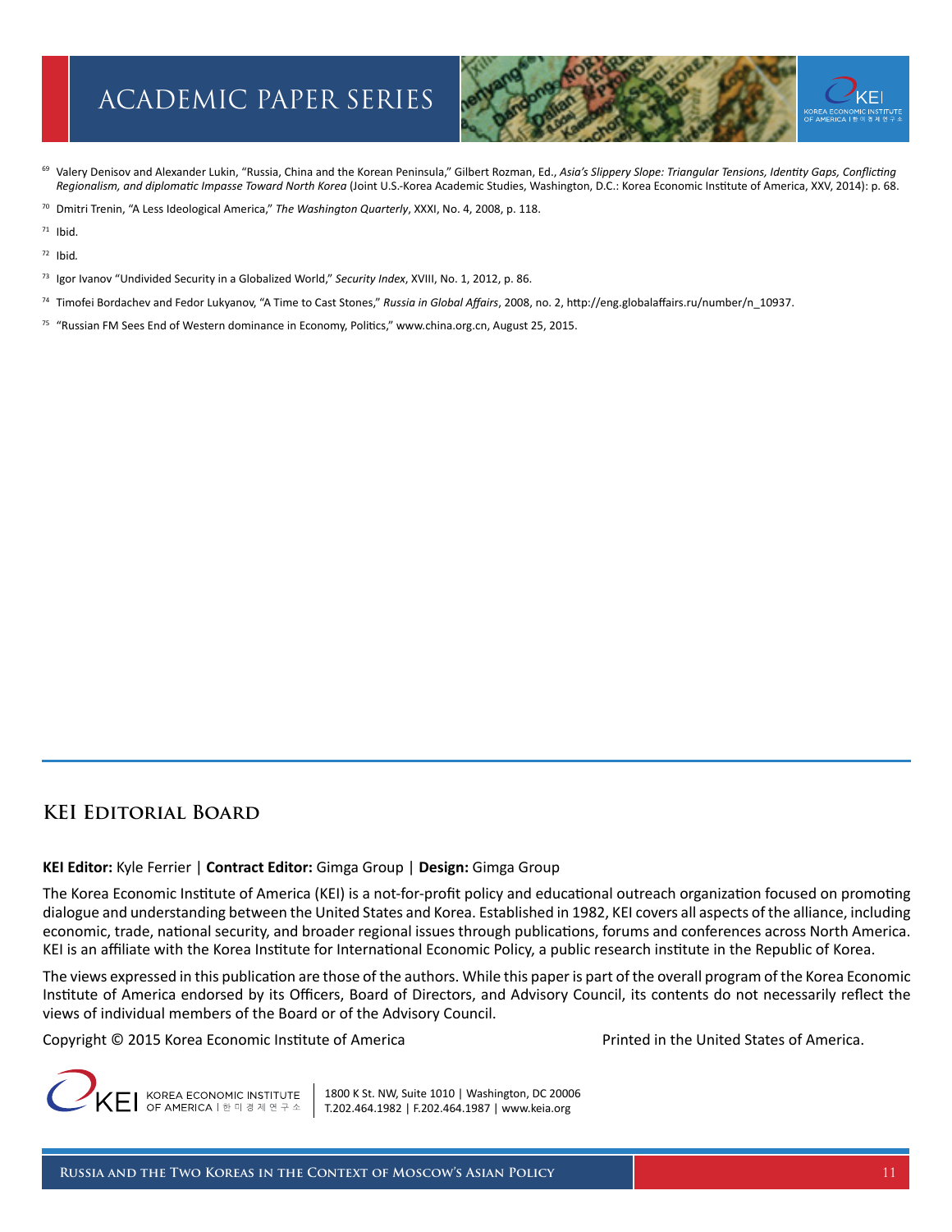[69] Valery Denisov and Alexander Lukin, "Russia, China and the Korean Peninsula," Gilbert Rozman, Ed., *Asia's Slippery Slope: Triangular Tensions, Identity Gaps, Conflicting Regionalism, and diplomatic Impasse Toward North Korea* (Joint U.S.-Korea Academic Studies, Washington, D.C.: Korea Economic Institute of America, XXV, 2014): p. 68.

[70] Dmitri Trenin, "A Less Ideological America," *The Washington Quarterly*, XXXI, No. 4, 2008, p. 118.

[71] Ibid.

[72] Ibid.

[73] Igor Ivanov "Undivided Security in a Globalized World," *Security Index*, XVIII, No. 1, 2012, p. 86.

[74] Timofei Bordachev and Fedor Lukyanov, "A Time to Cast Stones," *Russia in Global Affairs*, 2008, no. 2, http://eng.globalaffairs.ru/number/n_10937.

[75] "Russian FM Sees End of Western dominance in Economy, Politics," www.china.org.cn, August 25, 2015.

## KEI Editorial Board

**KEI Editor:** Kyle Ferrier | **Contract Editor:** Gimga Group | **Design:** Gimga Group

The Korea Economic Institute of America (KEI) is a not-for-profit policy and educational outreach organization focused on promoting dialogue and understanding between the United States and Korea. Established in 1982, KEI covers all aspects of the alliance, including economic, trade, national security, and broader regional issues through publications, forums and conferences across North America. KEI is an affiliate with the Korea Institute for International Economic Policy, a public research institute in the Republic of Korea.

The views expressed in this publication are those of the authors. While this paper is part of the overall program of the Korea Economic Institute of America endorsed by its Officers, Board of Directors, and Advisory Council, its contents do not necessarily reflect the views of individual members of the Board or of the Advisory Council.

Copyright © 2015 Korea Economic Institute of America

Printed in the United States of America.

KEI KOREA ECONOMIC INSTITUTE OF AMERICA | 한 미 경 제 연 구 소

1800 K St. NW, Suite 1010 | Washington, DC 20006
T.202.464.1982 | F.202.464.1987 | www.keia.org